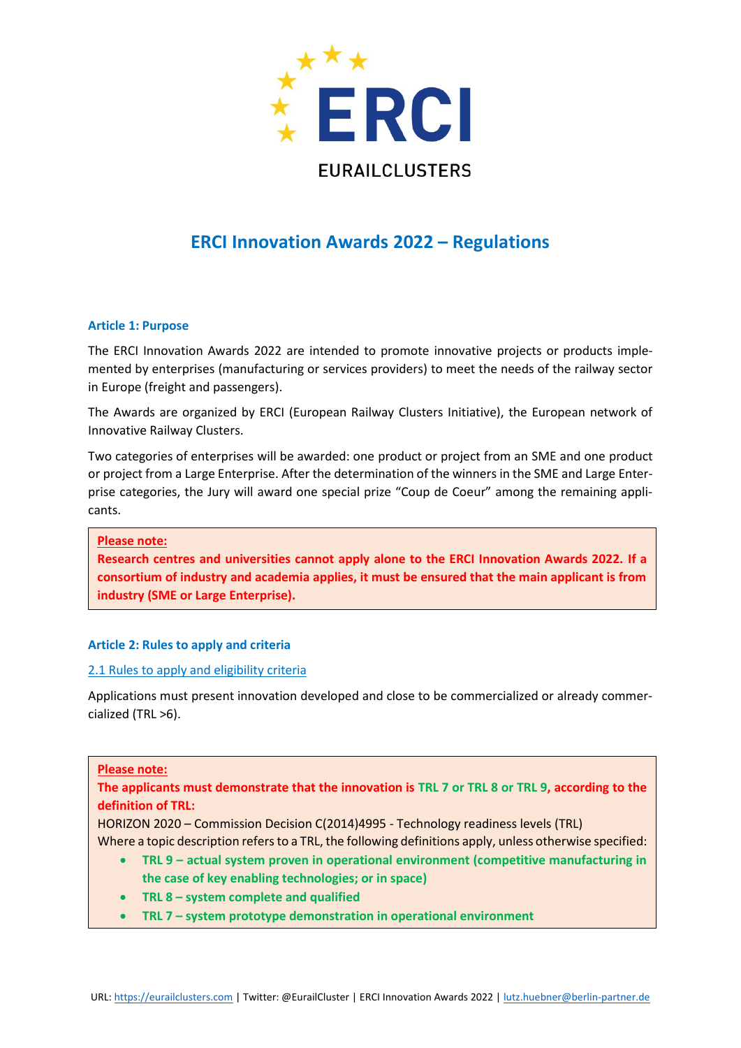ERCI

EURAILCLUSTERS

# ERCI Innovation Awards 2022 – Regulations

### Article 1: Purpose

The ERCI Innovation Awards 2022 are intended to promote innovative projects or products implemented by enterprises (manufacturing or services providers) to meet the needs of the railway sector in Europe (freight and passengers).

The Awards are organized by ERCI (European Railway Clusters Initiative), the European network of Innovative Railway Clusters.

Two categories of enterprises will be awarded: one product or project from an SME and one product or project from a Large Enterprise. After the determination of the winners in the SME and Large Enterprise categories, the Jury will award one special prize "Coup de Coeur" among the remaining applicants.

> **Please note:**
> **Research centres and universities cannot apply alone to the ERCI Innovation Awards 2022. If a consortium of industry and academia applies, it must be ensured that the main applicant is from industry (SME or Large Enterprise).**

### Article 2: Rules to apply and criteria

#### 2.1 Rules to apply and eligibility criteria

Applications must present innovation developed and close to be commercialized or already commercialized (TRL >6).

> **Please note:**
> **The applicants must demonstrate that the innovation is TRL 7 or TRL 8 or TRL 9, according to the definition of TRL:**
> HORIZON 2020 – Commission Decision C(2014)4995 - Technology readiness levels (TRL)
> Where a topic description refers to a TRL, the following definitions apply, unless otherwise specified:
> - **TRL 9 – actual system proven in operational environment (competitive manufacturing in the case of key enabling technologies; or in space)**
> - **TRL 8 – system complete and qualified**
> - **TRL 7 – system prototype demonstration in operational environment**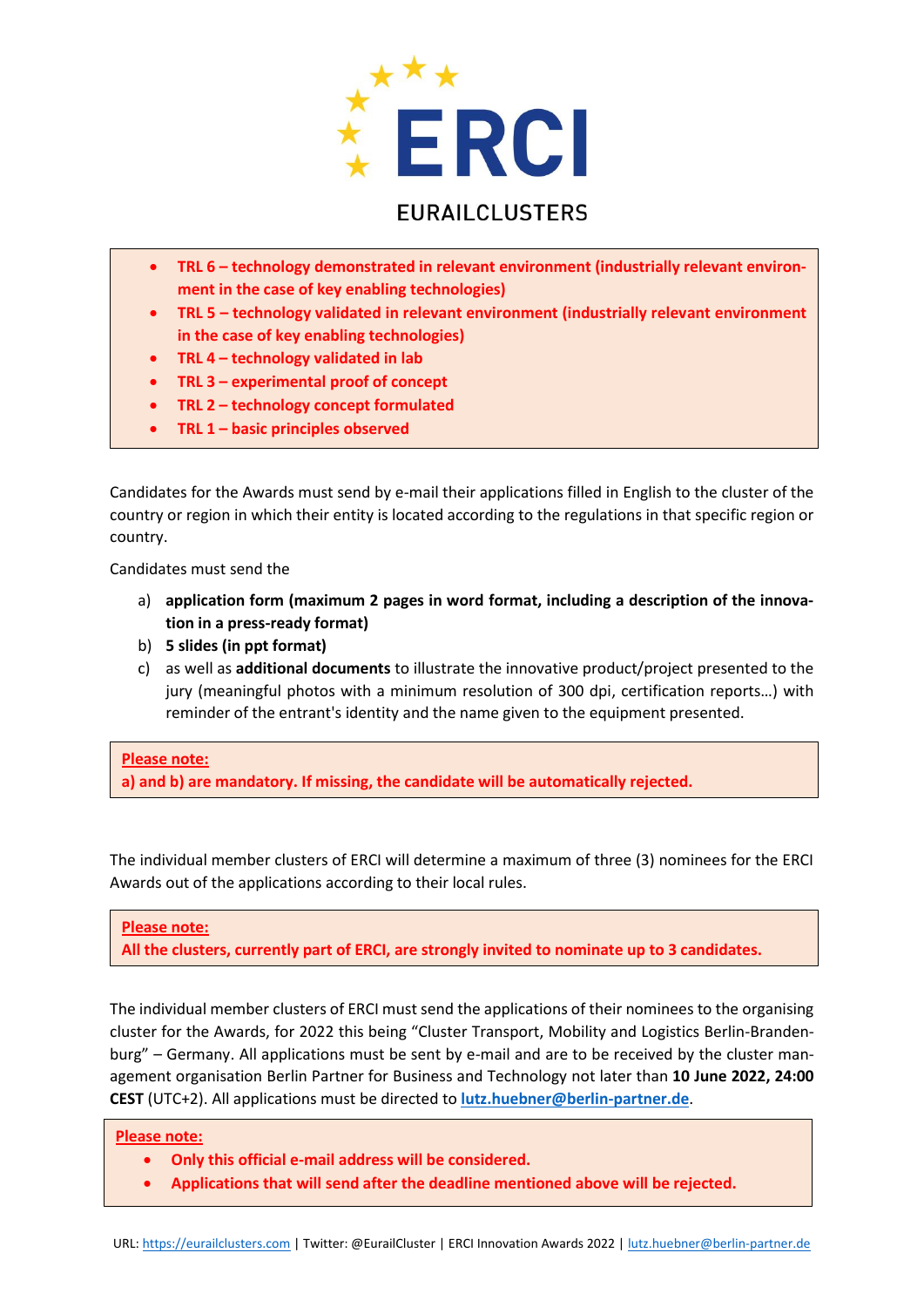- **TRL 6 – technology demonstrated in relevant environment (industrially relevant environment in the case of key enabling technologies)**
- **TRL 5 – technology validated in relevant environment (industrially relevant environment in the case of key enabling technologies)**
- **TRL 4 – technology validated in lab**
- **TRL 3 – experimental proof of concept**
- **TRL 2 – technology concept formulated**
- **TRL 1 – basic principles observed**

Candidates for the Awards must send by e-mail their applications filled in English to the cluster of the country or region in which their entity is located according to the regulations in that specific region or country.

Candidates must send the

a) **application form (maximum 2 pages in word format, including a description of the innovation in a press-ready format)**
b) **5 slides (in ppt format)**
c) as well as **additional documents** to illustrate the innovative product/project presented to the jury (meaningful photos with a minimum resolution of 300 dpi, certification reports…) with reminder of the entrant's identity and the name given to the equipment presented.

**Please note:**
**a) and b) are mandatory. If missing, the candidate will be automatically rejected.**

The individual member clusters of ERCI will determine a maximum of three (3) nominees for the ERCI Awards out of the applications according to their local rules.

**Please note:**
**All the clusters, currently part of ERCI, are strongly invited to nominate up to 3 candidates.**

The individual member clusters of ERCI must send the applications of their nominees to the organising cluster for the Awards, for 2022 this being "Cluster Transport, Mobility and Logistics Berlin-Brandenburg" – Germany. All applications must be sent by e-mail and are to be received by the cluster management organisation Berlin Partner for Business and Technology not later than **10 June 2022, 24:00 CEST** (UTC+2). All applications must be directed to **lutz.huebner@berlin-partner.de**.

**Please note:**

- **Only this official e-mail address will be considered.**
- **Applications that will send after the deadline mentioned above will be rejected.**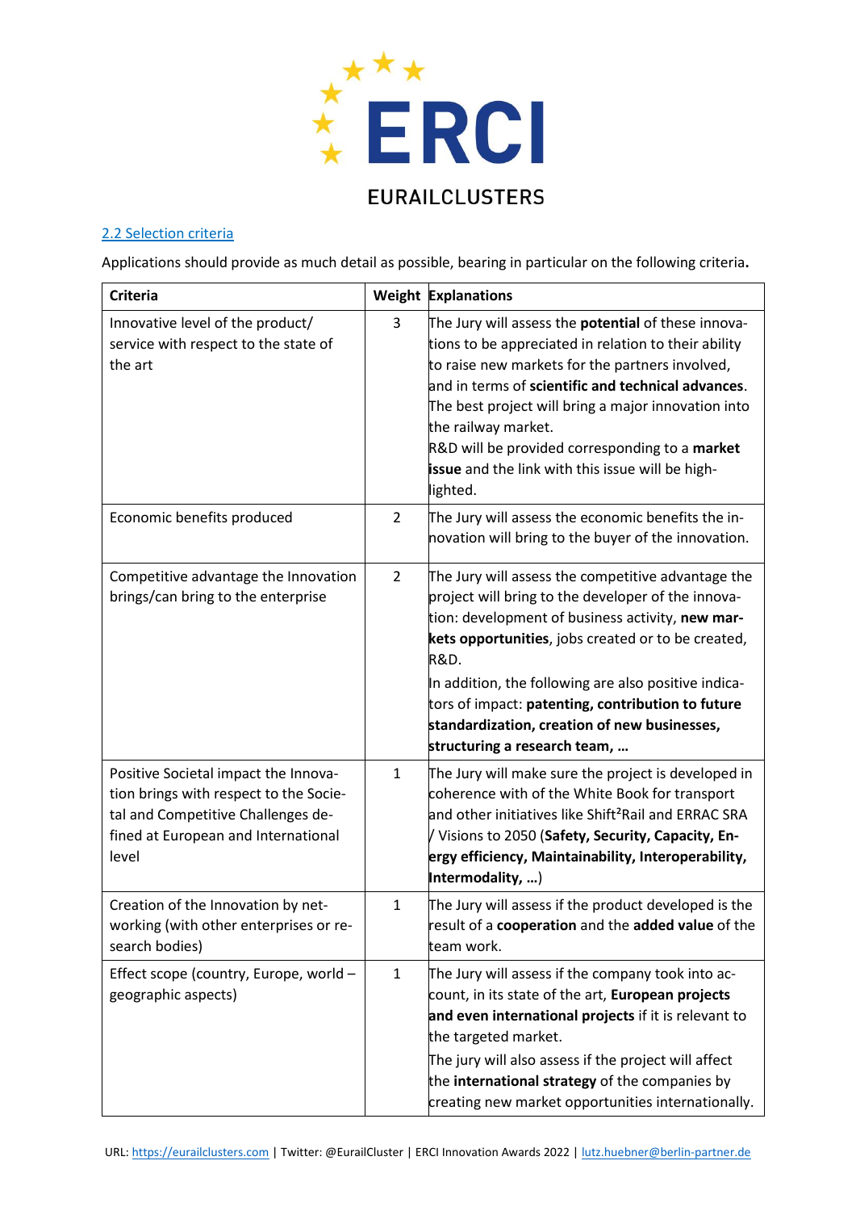## 2.2 Selection criteria

Applications should provide as much detail as possible, bearing in particular on the following criteria**.**

| Criteria | Weight | Explanations |
|---|---|---|
| Innovative level of the product/ service with respect to the state of the art | 3 | The Jury will assess the **potential** of these innovations to be appreciated in relation to their ability to raise new markets for the partners involved, and in terms of **scientific and technical advances**. The best project will bring a major innovation into the railway market. R&D will be provided corresponding to a **market issue** and the link with this issue will be highlighted. |
| Economic benefits produced | 2 | The Jury will assess the economic benefits the innovation will bring to the buyer of the innovation. |
| Competitive advantage the Innovation brings/can bring to the enterprise | 2 | The Jury will assess the competitive advantage the project will bring to the developer of the innovation: development of business activity, **new markets opportunities**, jobs created or to be created, R&D. In addition, the following are also positive indicators of impact: **patenting, contribution to future standardization, creation of new businesses, structuring a research team, …** |
| Positive Societal impact the Innovation brings with respect to the Societal and Competitive Challenges defined at European and International level | 1 | The Jury will make sure the project is developed in coherence with of the White Book for transport and other initiatives like Shift²Rail and ERRAC SRA / Visions to 2050 (**Safety, Security, Capacity, Energy efficiency, Maintainability, Interoperability, Intermodality, …**) |
| Creation of the Innovation by networking (with other enterprises or research bodies) | 1 | The Jury will assess if the product developed is the result of a **cooperation** and the **added value** of the team work. |
| Effect scope (country, Europe, world – geographic aspects) | 1 | The Jury will assess if the company took into account, in its state of the art, **European projects and even international projects** if it is relevant to the targeted market. The jury will also assess if the project will affect the **international strategy** of the companies by creating new market opportunities internationally. |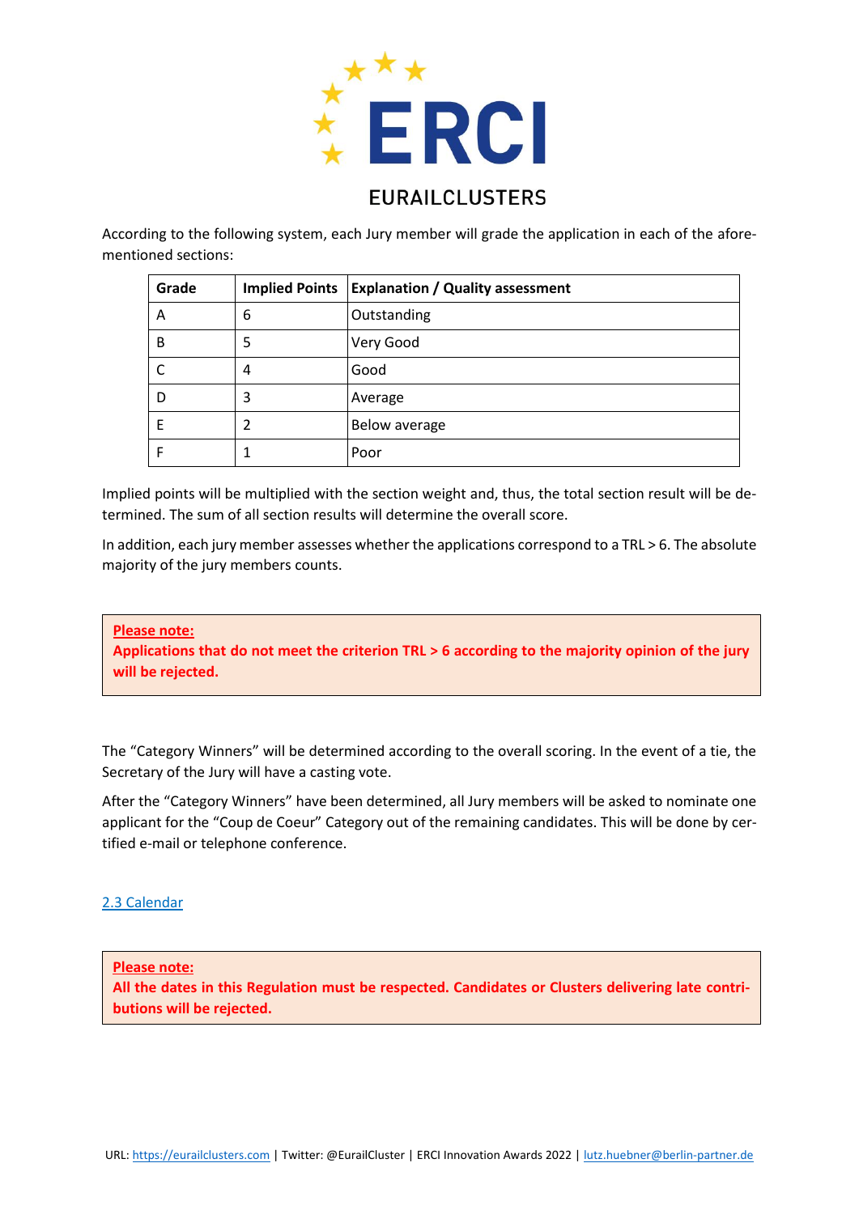According to the following system, each Jury member will grade the application in each of the afore-mentioned sections:

| Grade | Implied Points | Explanation / Quality assessment |
|---|---|---|
| A | 6 | Outstanding |
| B | 5 | Very Good |
| C | 4 | Good |
| D | 3 | Average |
| E | 2 | Below average |
| F | 1 | Poor |

Implied points will be multiplied with the section weight and, thus, the total section result will be determined. The sum of all section results will determine the overall score.

In addition, each jury member assesses whether the applications correspond to a TRL > 6. The absolute majority of the jury members counts.

> **Please note:**
> **Applications that do not meet the criterion TRL > 6 according to the majority opinion of the jury will be rejected.**

The "Category Winners" will be determined according to the overall scoring. In the event of a tie, the Secretary of the Jury will have a casting vote.

After the "Category Winners" have been determined, all Jury members will be asked to nominate one applicant for the "Coup de Coeur" Category out of the remaining candidates. This will be done by certified e-mail or telephone conference.

## 2.3 Calendar

> **Please note:**
> **All the dates in this Regulation must be respected. Candidates or Clusters delivering late contributions will be rejected.**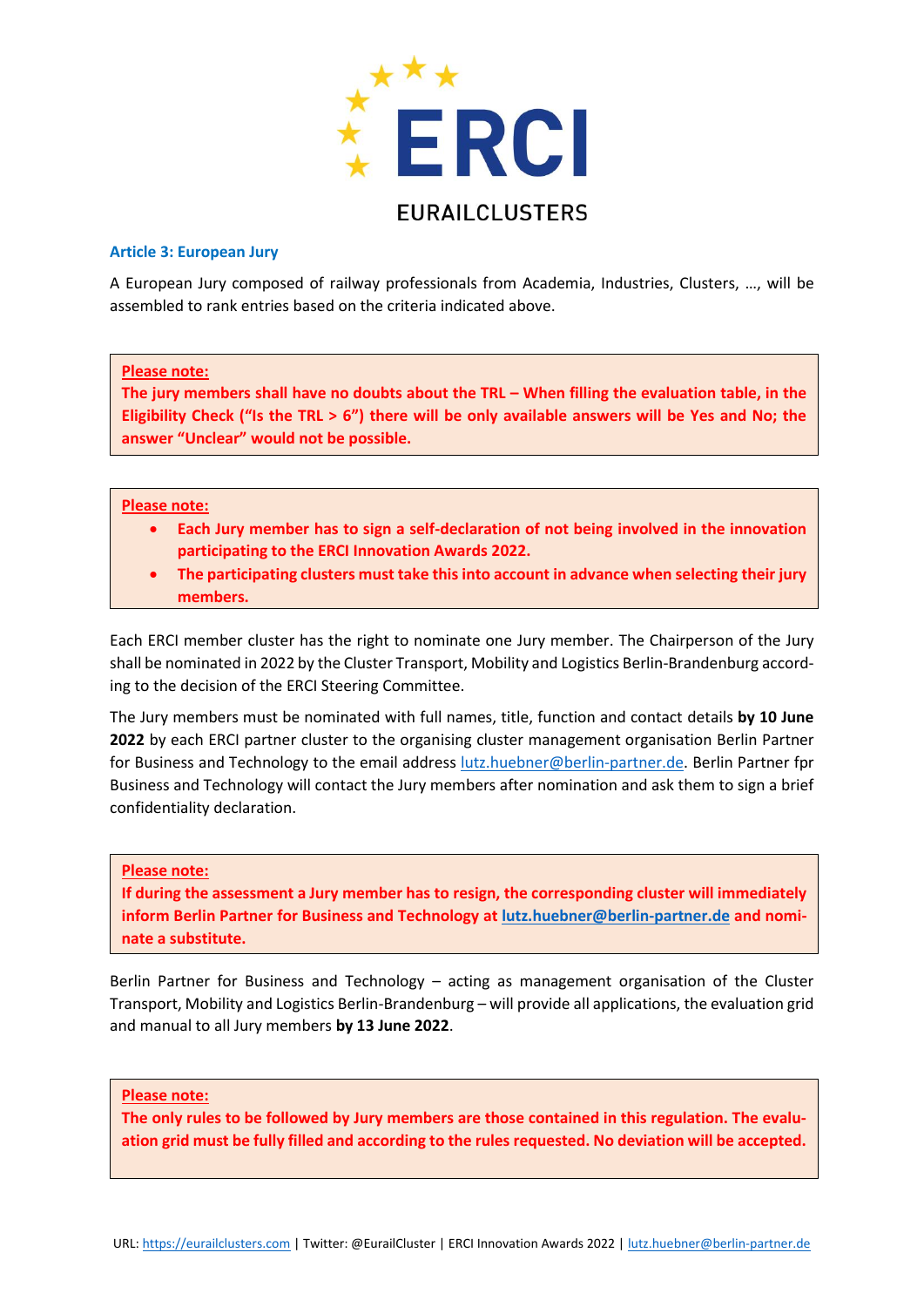### Article 3: European Jury

A European Jury composed of railway professionals from Academia, Industries, Clusters, …, will be assembled to rank entries based on the criteria indicated above.

> **Please note:**
> **The jury members shall have no doubts about the TRL – When filling the evaluation table, in the Eligibility Check ("Is the TRL > 6") there will be only available answers will be Yes and No; the answer "Unclear" would not be possible.**

> **Please note:**
> - **Each Jury member has to sign a self-declaration of not being involved in the innovation participating to the ERCI Innovation Awards 2022.**
> - **The participating clusters must take this into account in advance when selecting their jury members.**

Each ERCI member cluster has the right to nominate one Jury member. The Chairperson of the Jury shall be nominated in 2022 by the Cluster Transport, Mobility and Logistics Berlin-Brandenburg according to the decision of the ERCI Steering Committee.

The Jury members must be nominated with full names, title, function and contact details **by 10 June 2022** by each ERCI partner cluster to the organising cluster management organisation Berlin Partner for Business and Technology to the email address lutz.huebner@berlin-partner.de. Berlin Partner fpr Business and Technology will contact the Jury members after nomination and ask them to sign a brief confidentiality declaration.

> **Please note:**
> **If during the assessment a Jury member has to resign, the corresponding cluster will immediately inform Berlin Partner for Business and Technology at lutz.huebner@berlin-partner.de and nominate a substitute.**

Berlin Partner for Business and Technology – acting as management organisation of the Cluster Transport, Mobility and Logistics Berlin-Brandenburg – will provide all applications, the evaluation grid and manual to all Jury members **by 13 June 2022**.

> **Please note:**
> **The only rules to be followed by Jury members are those contained in this regulation. The evaluation grid must be fully filled and according to the rules requested. No deviation will be accepted.**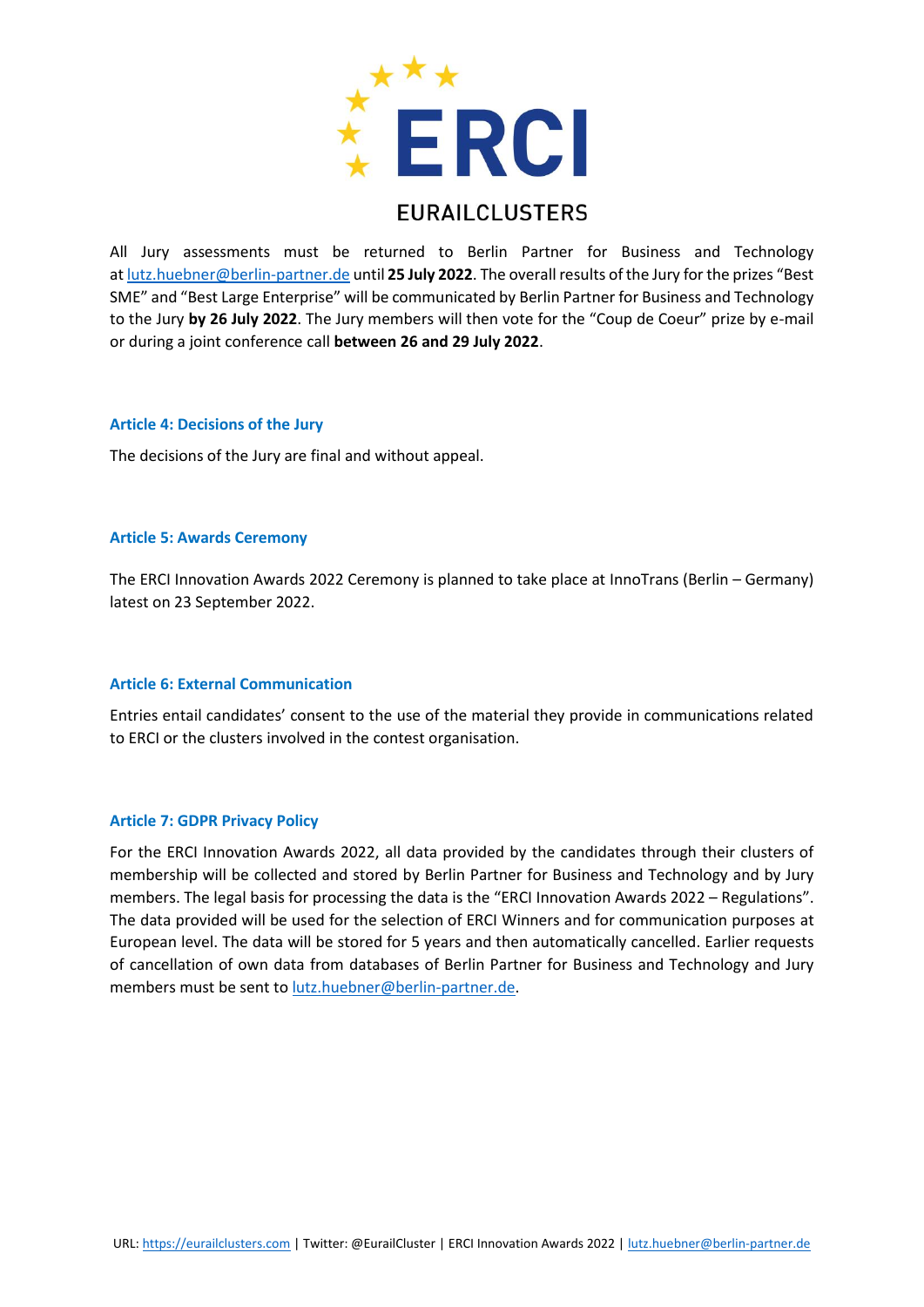All Jury assessments must be returned to Berlin Partner for Business and Technology at lutz.huebner@berlin-partner.de until **25 July 2022**. The overall results of the Jury for the prizes "Best SME" and "Best Large Enterprise" will be communicated by Berlin Partner for Business and Technology to the Jury **by 26 July 2022**. The Jury members will then vote for the "Coup de Coeur" prize by e-mail or during a joint conference call **between 26 and 29 July 2022**.

### Article 4: Decisions of the Jury

The decisions of the Jury are final and without appeal.

### Article 5: Awards Ceremony

The ERCI Innovation Awards 2022 Ceremony is planned to take place at InnoTrans (Berlin – Germany) latest on 23 September 2022.

### Article 6: External Communication

Entries entail candidates' consent to the use of the material they provide in communications related to ERCI or the clusters involved in the contest organisation.

### Article 7: GDPR Privacy Policy

For the ERCI Innovation Awards 2022, all data provided by the candidates through their clusters of membership will be collected and stored by Berlin Partner for Business and Technology and by Jury members. The legal basis for processing the data is the "ERCI Innovation Awards 2022 – Regulations". The data provided will be used for the selection of ERCI Winners and for communication purposes at European level. The data will be stored for 5 years and then automatically cancelled. Earlier requests of cancellation of own data from databases of Berlin Partner for Business and Technology and Jury members must be sent to lutz.huebner@berlin-partner.de.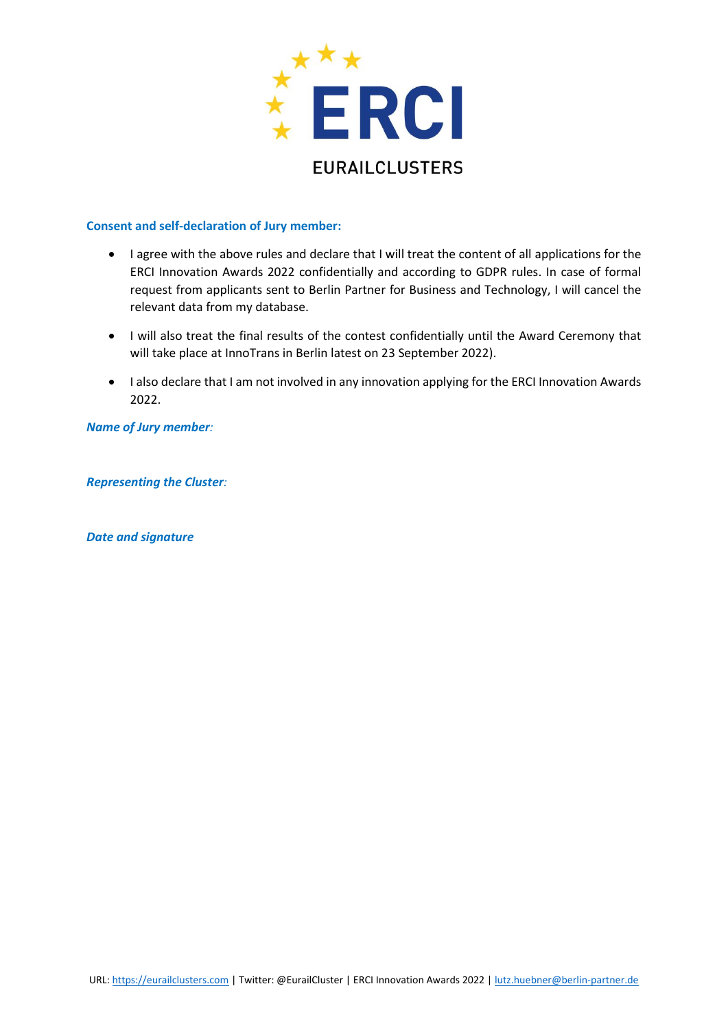**Consent and self-declaration of Jury member:**

- I agree with the above rules and declare that I will treat the content of all applications for the ERCI Innovation Awards 2022 confidentially and according to GDPR rules. In case of formal request from applicants sent to Berlin Partner for Business and Technology, I will cancel the relevant data from my database.
- I will also treat the final results of the contest confidentially until the Award Ceremony that will take place at InnoTrans in Berlin latest on 23 September 2022).
- I also declare that I am not involved in any innovation applying for the ERCI Innovation Awards 2022.

***Name of Jury member:***

***Representing the Cluster:***

***Date and signature***

URL: https://eurailclusters.com | Twitter: @EurailCluster | ERCI Innovation Awards 2022 | lutz.huebner@berlin-partner.de